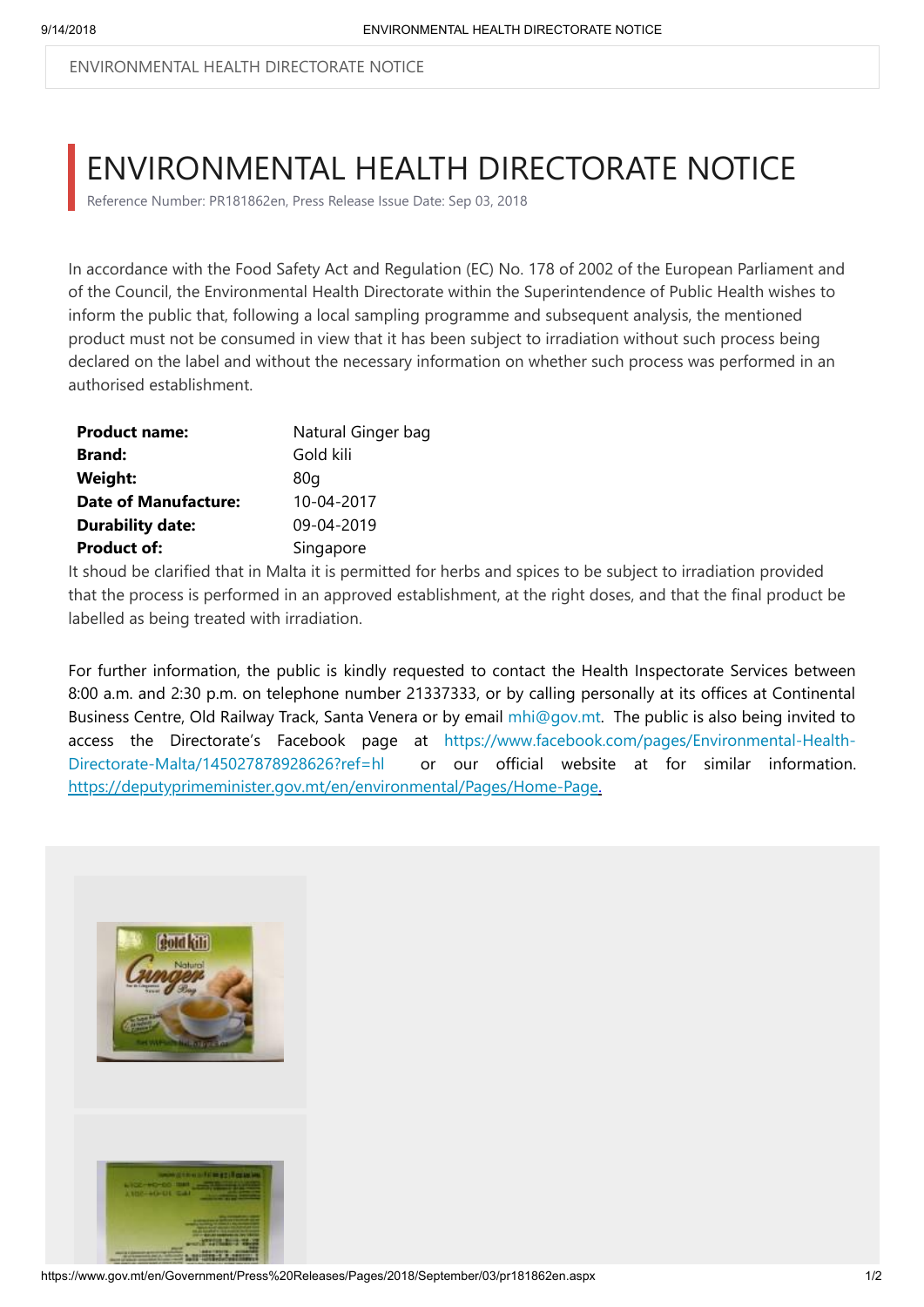# ENVIRONMENTAL HEALTH DIRECTORATE NOTICE

Reference Number: PR181862en, Press Release Issue Date: Sep 03, 2018

In accordance with the Food Safety Act and Regulation (EC) No. 178 of 2002 of the European Parliament and of the Council, the Environmental Health Directorate within the Superintendence of Public Health wishes to inform the public that, following a local sampling programme and subsequent analysis, the mentioned product must not be consumed in view that it has been subject to irradiation without such process being declared on the label and without the necessary information on whether such process was performed in an authorised establishment.

| | |
|---|---|
| **Product name:** | Natural Ginger bag |
| **Brand:** | Gold kili |
| **Weight:** | 80g |
| **Date of Manufacture:** | 10-04-2017 |
| **Durability date:** | 09-04-2019 |
| **Product of:** | Singapore |

It shoud be clarified that in Malta it is permitted for herbs and spices to be subject to irradiation provided that the process is performed in an approved establishment, at the right doses, and that the final product be labelled as being treated with irradiation.

For further information, the public is kindly requested to contact the Health Inspectorate Services between 8:00 a.m. and 2:30 p.m. on telephone number 21337333, or by calling personally at its offices at Continental Business Centre, Old Railway Track, Santa Venera or by email mhi@gov.mt. The public is also being invited to access the Directorate's Facebook page at https://www.facebook.com/pages/Environmental-Health-Directorate-Malta/145027878928626?ref=hl or our official website at for similar information. https://deputyprimeminister.gov.mt/en/environmental/Pages/Home-Page.